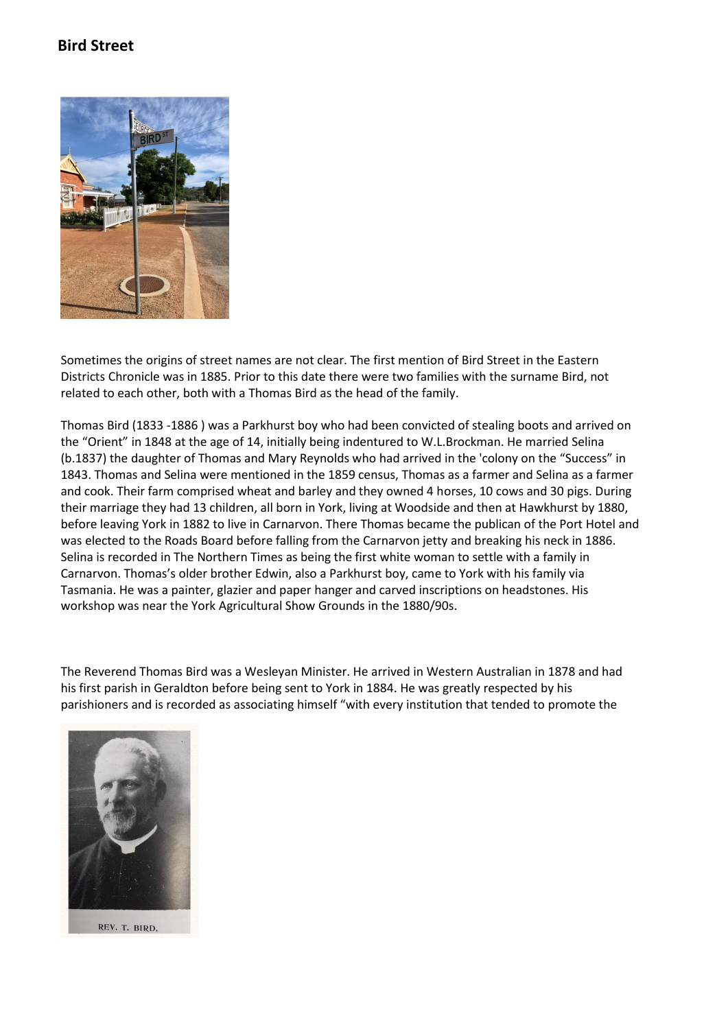## Bird Street

Sometimes the origins of street names are not clear. The first mention of Bird Street in the Eastern Districts Chronicle was in 1885. Prior to this date there were two families with the surname Bird, not related to each other, both with a Thomas Bird as the head of the family.

Thomas Bird (1833 -1886 ) was a Parkhurst boy who had been convicted of stealing boots and arrived on the "Orient" in 1848 at the age of 14, initially being indentured to W.L.Brockman. He married Selina (b.1837) the daughter of Thomas and Mary Reynolds who had arrived in the 'colony on the "Success" in 1843. Thomas and Selina were mentioned in the 1859 census, Thomas as a farmer and Selina as a farmer and cook. Their farm comprised wheat and barley and they owned 4 horses, 10 cows and 30 pigs. During their marriage they had 13 children, all born in York, living at Woodside and then at Hawkhurst by 1880, before leaving York in 1882 to live in Carnarvon. There Thomas became the publican of the Port Hotel and was elected to the Roads Board before falling from the Carnarvon jetty and breaking his neck in 1886. Selina is recorded in The Northern Times as being the first white woman to settle with a family in Carnarvon. Thomas's older brother Edwin, also a Parkhurst boy, came to York with his family via Tasmania. He was a painter, glazier and paper hanger and carved inscriptions on headstones. His workshop was near the York Agricultural Show Grounds in the 1880/90s.

The Reverend Thomas Bird was a Wesleyan Minister. He arrived in Western Australian in 1878 and had his first parish in Geraldton before being sent to York in 1884. He was greatly respected by his parishioners and is recorded as associating himself "with every institution that tended to promote the

REV. T. BIRD.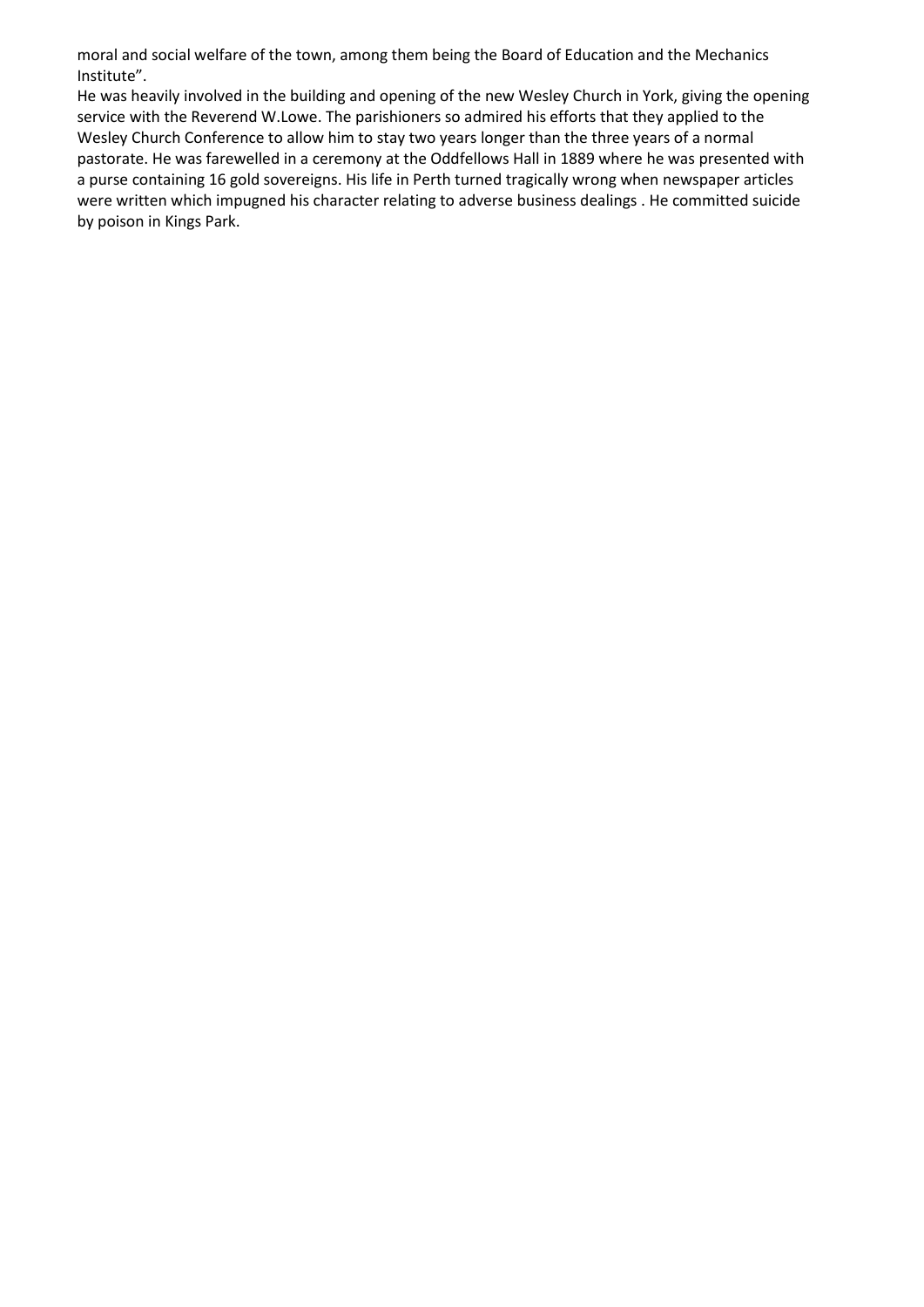moral and social welfare of the town, among them being the Board of Education and the Mechanics Institute".

He was heavily involved in the building and opening of the new Wesley Church in York, giving the opening service with the Reverend W.Lowe. The parishioners so admired his efforts that they applied to the Wesley Church Conference to allow him to stay two years longer than the three years of a normal pastorate. He was farewelled in a ceremony at the Oddfellows Hall in 1889 where he was presented with a purse containing 16 gold sovereigns. His life in Perth turned tragically wrong when newspaper articles were written which impugned his character relating to adverse business dealings . He committed suicide by poison in Kings Park.